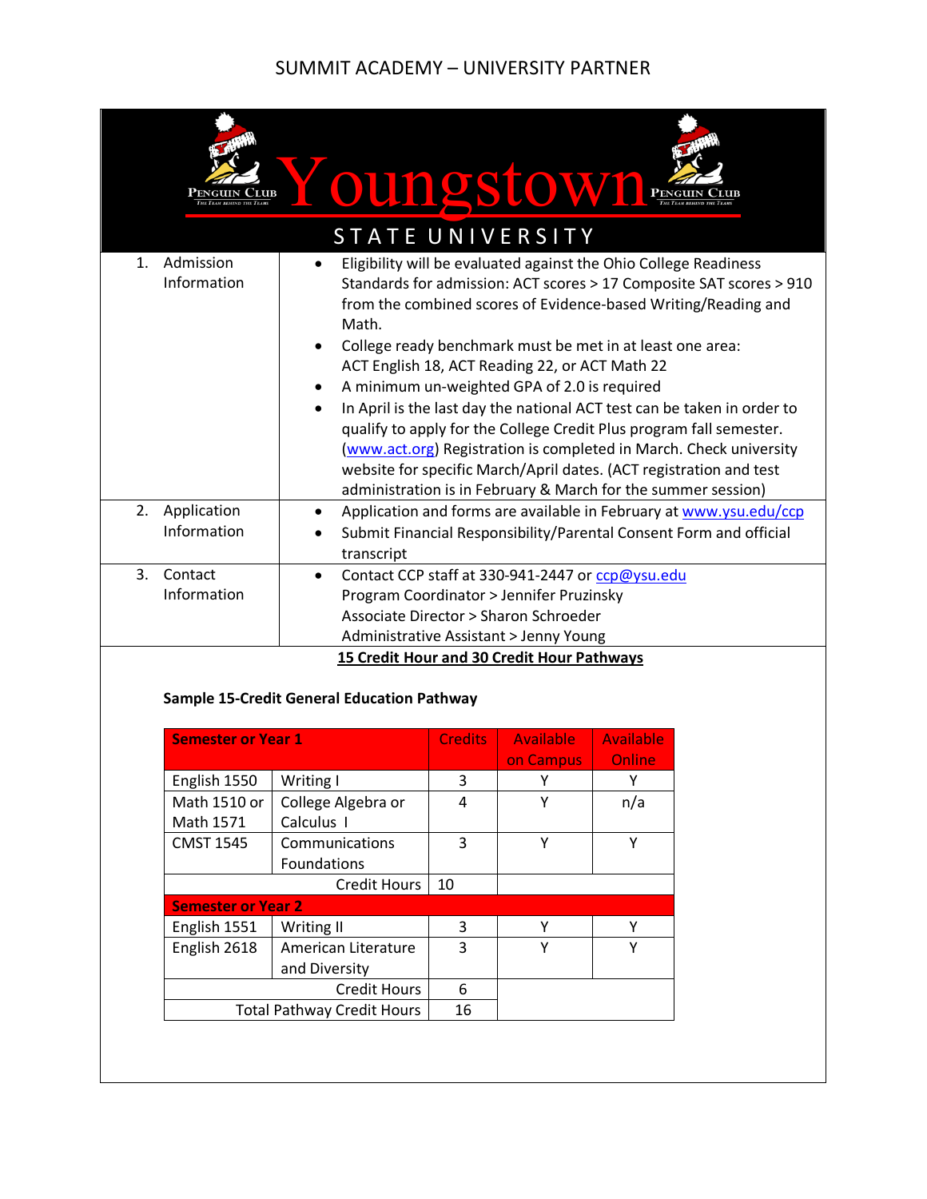SUMMIT ACADEMY – UNIVERSITY PARTNER

# Youngstown STATE UNIVERSITY

| | |
|---|---|
| 1. Admission Information | • Eligibility will be evaluated against the Ohio College Readiness Standards for admission: ACT scores > 17 Composite SAT scores > 910 from the combined scores of Evidence-based Writing/Reading and Math.<br>• College ready benchmark must be met in at least one area: ACT English 18, ACT Reading 22, or ACT Math 22<br>• A minimum un-weighted GPA of 2.0 is required<br>• In April is the last day the national ACT test can be taken in order to qualify to apply for the College Credit Plus program fall semester. (www.act.org) Registration is completed in March. Check university website for specific March/April dates. (ACT registration and test administration is in February & March for the summer session) |
| 2. Application Information | • Application and forms are available in February at www.ysu.edu/ccp<br>• Submit Financial Responsibility/Parental Consent Form and official transcript |
| 3. Contact Information | • Contact CCP staff at 330-941-2447 or ccp@ysu.edu<br>Program Coordinator > Jennifer Pruzinsky<br>Associate Director > Sharon Schroeder<br>Administrative Assistant > Jenny Young |

**15 Credit Hour and 30 Credit Hour Pathways**

**Sample 15-Credit General Education Pathway**

| Semester or Year 1 | | Credits | Available on Campus | Available Online |
|---|---|---|---|---|
| English 1550 | Writing I | 3 | Y | Y |
| Math 1510 or Math 1571 | College Algebra or Calculus I | 4 | Y | n/a |
| CMST 1545 | Communications Foundations | 3 | Y | Y |
| | Credit Hours | 10 | | |
| **Semester or Year 2** | | | | |
| English 1551 | Writing II | 3 | Y | Y |
| English 2618 | American Literature and Diversity | 3 | Y | Y |
| | Credit Hours | 6 | | |
| | Total Pathway Credit Hours | 16 | | |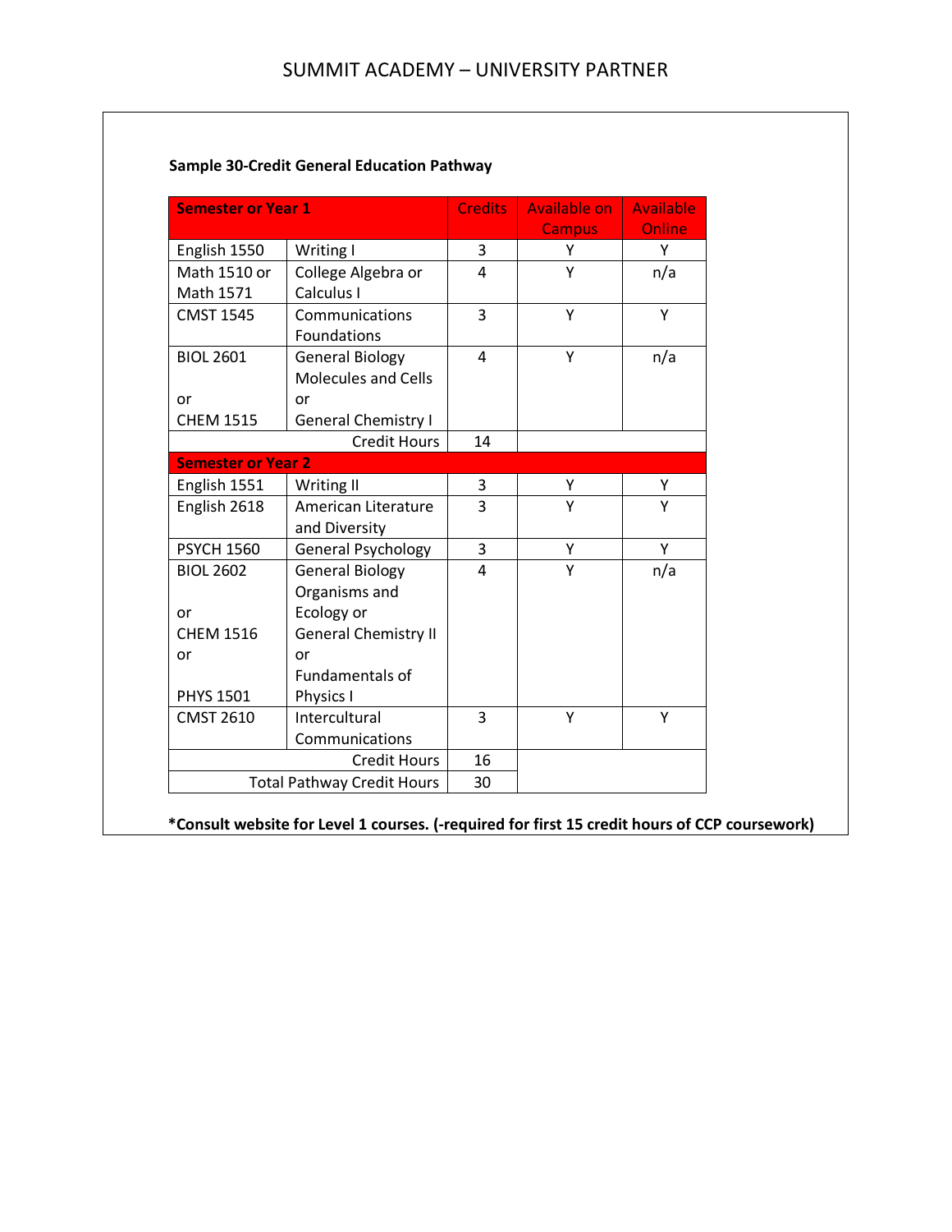**Sample 30-Credit General Education Pathway**

| Semester or Year 1 | | Credits | Available on Campus | Available Online |
|---|---|---|---|---|
| English 1550 | Writing I | 3 | Y | Y |
| Math 1510 or Math 1571 | College Algebra or Calculus I | 4 | Y | n/a |
| CMST 1545 | Communications Foundations | 3 | Y | Y |
| BIOL 2601 or CHEM 1515 | General Biology Molecules and Cells or General Chemistry I | 4 | Y | n/a |
| | Credit Hours | 14 | | |
| **Semester or Year 2** | | | | |
| English 1551 | Writing II | 3 | Y | Y |
| English 2618 | American Literature and Diversity | 3 | Y | Y |
| PSYCH 1560 | General Psychology | 3 | Y | Y |
| BIOL 2602 or CHEM 1516 or PHYS 1501 | General Biology Organisms and Ecology or General Chemistry II or Fundamentals of Physics I | 4 | Y | n/a |
| CMST 2610 | Intercultural Communications | 3 | Y | Y |
| | Credit Hours | 16 | | |
| | Total Pathway Credit Hours | 30 | | |

**\*Consult website for Level 1 courses. (-required for first 15 credit hours of CCP coursework)**